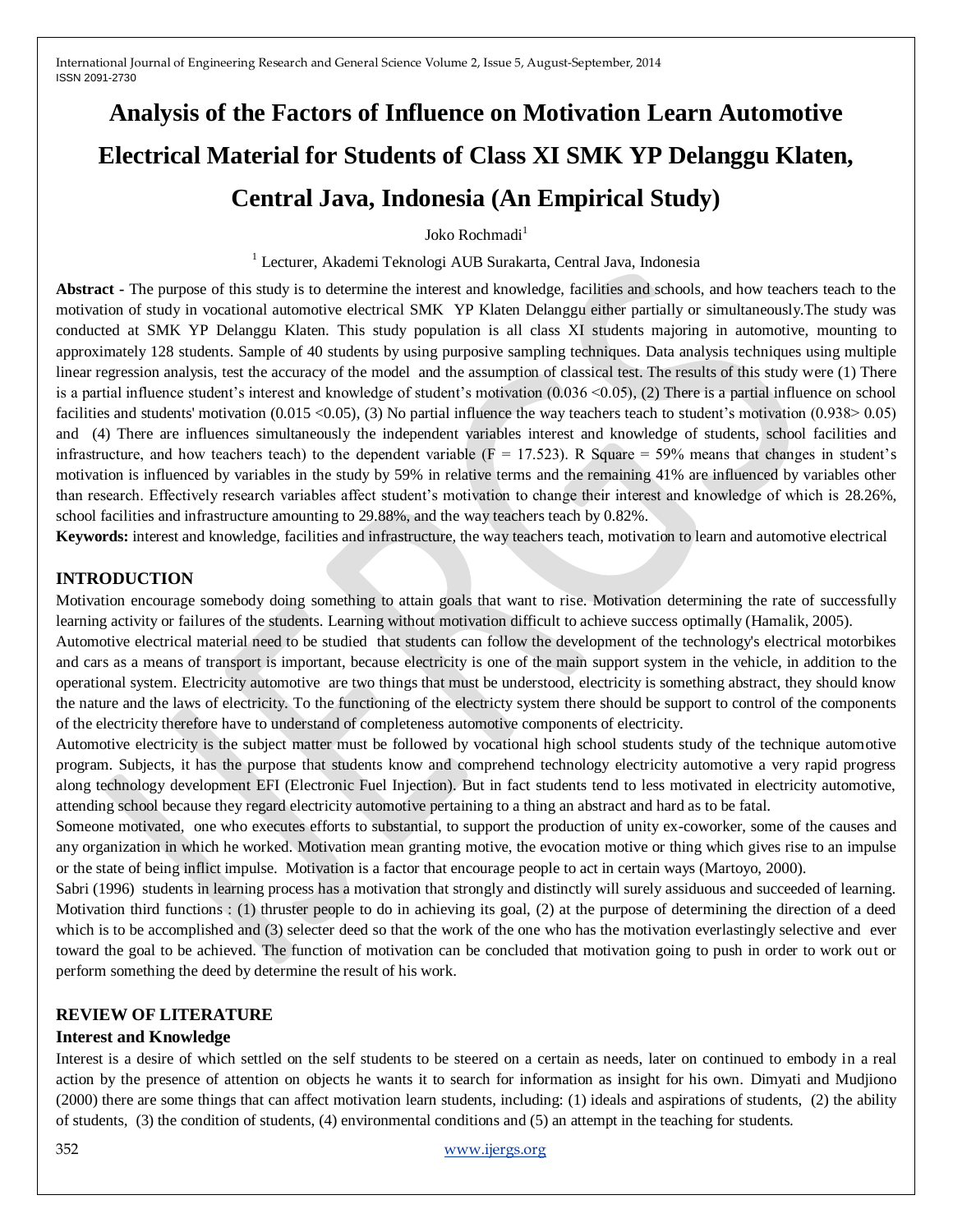# Analysis of the Factors of Influence on Motivation Learn Automotive Electrical Material for Students of Class XI SMK YP Delanggu Klaten, Central Java, Indonesia (An Empirical Study)

Joko Rochmadi[1]

[1] Lecturer, Akademi Teknologi AUB Surakarta, Central Java, Indonesia

**Abstract -** The purpose of this study is to determine the interest and knowledge, facilities and schools, and how teachers teach to the motivation of study in vocational automotive electrical SMK YP Klaten Delanggu either partially or simultaneously.The study was conducted at SMK YP Delanggu Klaten. This study population is all class XI students majoring in automotive, mounting to approximately 128 students. Sample of 40 students by using purposive sampling techniques. Data analysis techniques using multiple linear regression analysis, test the accuracy of the model and the assumption of classical test. The results of this study were (1) There is a partial influence student's interest and knowledge of student's motivation (0.036 <0.05), (2) There is a partial influence on school facilities and students' motivation (0.015 <0.05), (3) No partial influence the way teachers teach to student's motivation (0.938> 0.05) and (4) There are influences simultaneously the independent variables interest and knowledge of students, school facilities and infrastructure, and how teachers teach) to the dependent variable (F = 17.523). R Square = 59% means that changes in student's motivation is influenced by variables in the study by 59% in relative terms and the remaining 41% are influenced by variables other than research. Effectively research variables affect student's motivation to change their interest and knowledge of which is 28.26%, school facilities and infrastructure amounting to 29.88%, and the way teachers teach by 0.82%.

**Keywords:** interest and knowledge, facilities and infrastructure, the way teachers teach, motivation to learn and automotive electrical

## INTRODUCTION

Motivation encourage somebody doing something to attain goals that want to rise. Motivation determining the rate of successfully learning activity or failures of the students. Learning without motivation difficult to achieve success optimally (Hamalik, 2005).

Automotive electrical material need to be studied that students can follow the development of the technology's electrical motorbikes and cars as a means of transport is important, because electricity is one of the main support system in the vehicle, in addition to the operational system. Electricity automotive are two things that must be understood, electricity is something abstract, they should know the nature and the laws of electricity. To the functioning of the electricty system there should be support to control of the components of the electricity therefore have to understand of completeness automotive components of electricity.

Automotive electricity is the subject matter must be followed by vocational high school students study of the technique automotive program. Subjects, it has the purpose that students know and comprehend technology electricity automotive a very rapid progress along technology development EFI (Electronic Fuel Injection). But in fact students tend to less motivated in electricity automotive, attending school because they regard electricity automotive pertaining to a thing an abstract and hard as to be fatal.

Someone motivated, one who executes efforts to substantial, to support the production of unity ex-coworker, some of the causes and any organization in which he worked. Motivation mean granting motive, the evocation motive or thing which gives rise to an impulse or the state of being inflict impulse. Motivation is a factor that encourage people to act in certain ways (Martoyo, 2000).

Sabri (1996) students in learning process has a motivation that strongly and distinctly will surely assiduous and succeeded of learning. Motivation third functions : (1) thruster people to do in achieving its goal, (2) at the purpose of determining the direction of a deed which is to be accomplished and (3) selecter deed so that the work of the one who has the motivation everlastingly selective and ever toward the goal to be achieved. The function of motivation can be concluded that motivation going to push in order to work out or perform something the deed by determine the result of his work.

## REVIEW OF LITERATURE

### Interest and Knowledge

Interest is a desire of which settled on the self students to be steered on a certain as needs, later on continued to embody in a real action by the presence of attention on objects he wants it to search for information as insight for his own. Dimyati and Mudjiono (2000) there are some things that can affect motivation learn students, including: (1) ideals and aspirations of students, (2) the ability of students, (3) the condition of students, (4) environmental conditions and (5) an attempt in the teaching for students.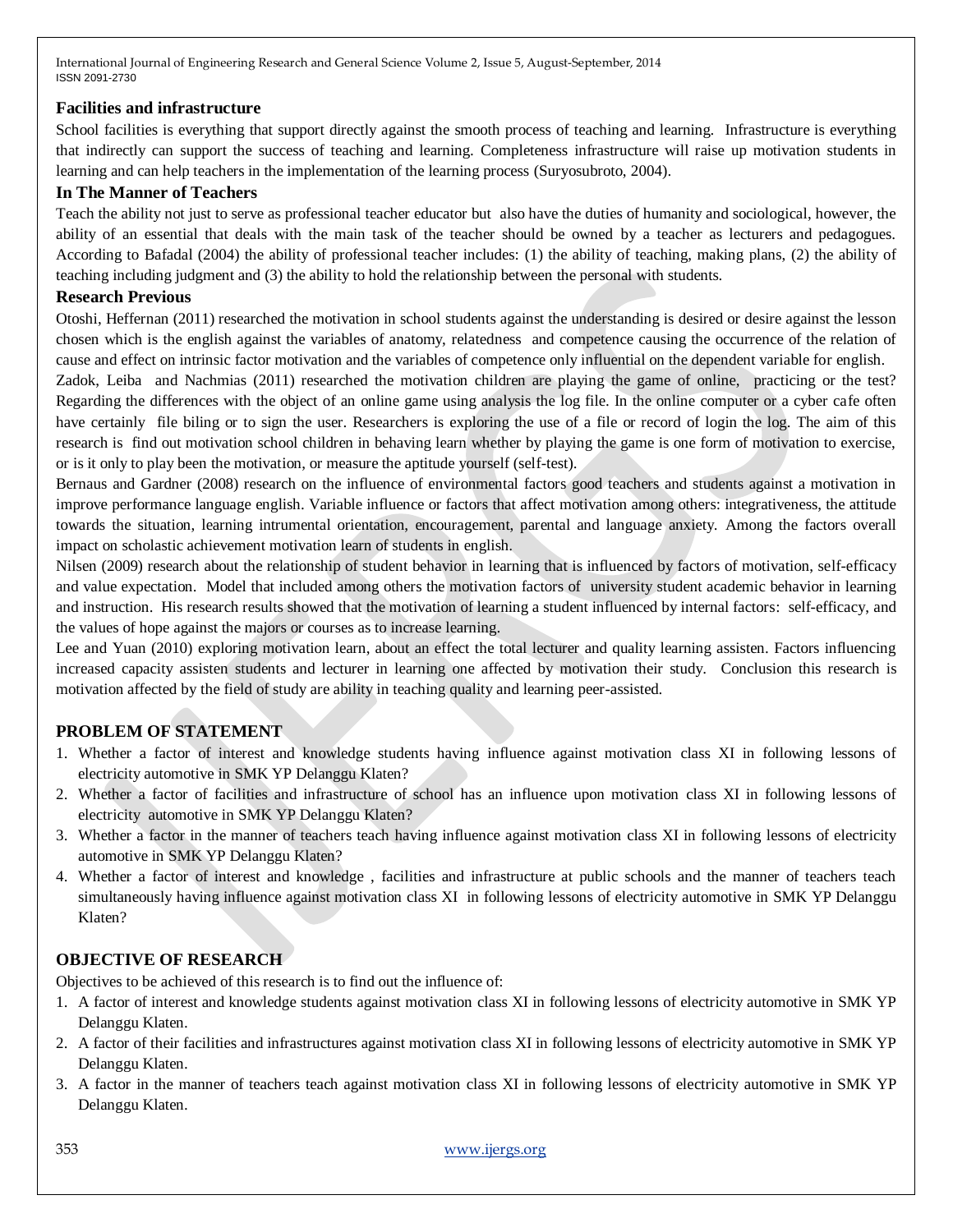### Facilities and infrastructure

School facilities is everything that support directly against the smooth process of teaching and learning. Infrastructure is everything that indirectly can support the success of teaching and learning. Completeness infrastructure will raise up motivation students in learning and can help teachers in the implementation of the learning process (Suryosubroto, 2004).

### In The Manner of Teachers

Teach the ability not just to serve as professional teacher educator but also have the duties of humanity and sociological, however, the ability of an essential that deals with the main task of the teacher should be owned by a teacher as lecturers and pedagogues. According to Bafadal (2004) the ability of professional teacher includes: (1) the ability of teaching, making plans, (2) the ability of teaching including judgment and (3) the ability to hold the relationship between the personal with students.

### Research Previous

Otoshi, Heffernan (2011) researched the motivation in school students against the understanding is desired or desire against the lesson chosen which is the english against the variables of anatomy, relatedness and competence causing the occurrence of the relation of cause and effect on intrinsic factor motivation and the variables of competence only influential on the dependent variable for english.

Zadok, Leiba and Nachmias (2011) researched the motivation children are playing the game of online, practicing or the test? Regarding the differences with the object of an online game using analysis the log file. In the online computer or a cyber cafe often have certainly file biling or to sign the user. Researchers is exploring the use of a file or record of login the log. The aim of this research is find out motivation school children in behaving learn whether by playing the game is one form of motivation to exercise, or is it only to play been the motivation, or measure the aptitude yourself (self-test).

Bernaus and Gardner (2008) research on the influence of environmental factors good teachers and students against a motivation in improve performance language english. Variable influence or factors that affect motivation among others: integrativeness, the attitude towards the situation, learning intrumental orientation, encouragement, parental and language anxiety. Among the factors overall impact on scholastic achievement motivation learn of students in english.

Nilsen (2009) research about the relationship of student behavior in learning that is influenced by factors of motivation, self-efficacy and value expectation. Model that included among others the motivation factors of university student academic behavior in learning and instruction. His research results showed that the motivation of learning a student influenced by internal factors: self-efficacy, and the values of hope against the majors or courses as to increase learning.

Lee and Yuan (2010) exploring motivation learn, about an effect the total lecturer and quality learning assisten. Factors influencing increased capacity assisten students and lecturer in learning one affected by motivation their study. Conclusion this research is motivation affected by the field of study are ability in teaching quality and learning peer-assisted.

## PROBLEM OF STATEMENT

1. Whether a factor of interest and knowledge students having influence against motivation class XI in following lessons of electricity automotive in SMK YP Delanggu Klaten?
2. Whether a factor of facilities and infrastructure of school has an influence upon motivation class XI in following lessons of electricity automotive in SMK YP Delanggu Klaten?
3. Whether a factor in the manner of teachers teach having influence against motivation class XI in following lessons of electricity automotive in SMK YP Delanggu Klaten?
4. Whether a factor of interest and knowledge , facilities and infrastructure at public schools and the manner of teachers teach simultaneously having influence against motivation class XI in following lessons of electricity automotive in SMK YP Delanggu Klaten?

## OBJECTIVE OF RESEARCH

Objectives to be achieved of this research is to find out the influence of:

1. A factor of interest and knowledge students against motivation class XI in following lessons of electricity automotive in SMK YP Delanggu Klaten.
2. A factor of their facilities and infrastructures against motivation class XI in following lessons of electricity automotive in SMK YP Delanggu Klaten.
3. A factor in the manner of teachers teach against motivation class XI in following lessons of electricity automotive in SMK YP Delanggu Klaten.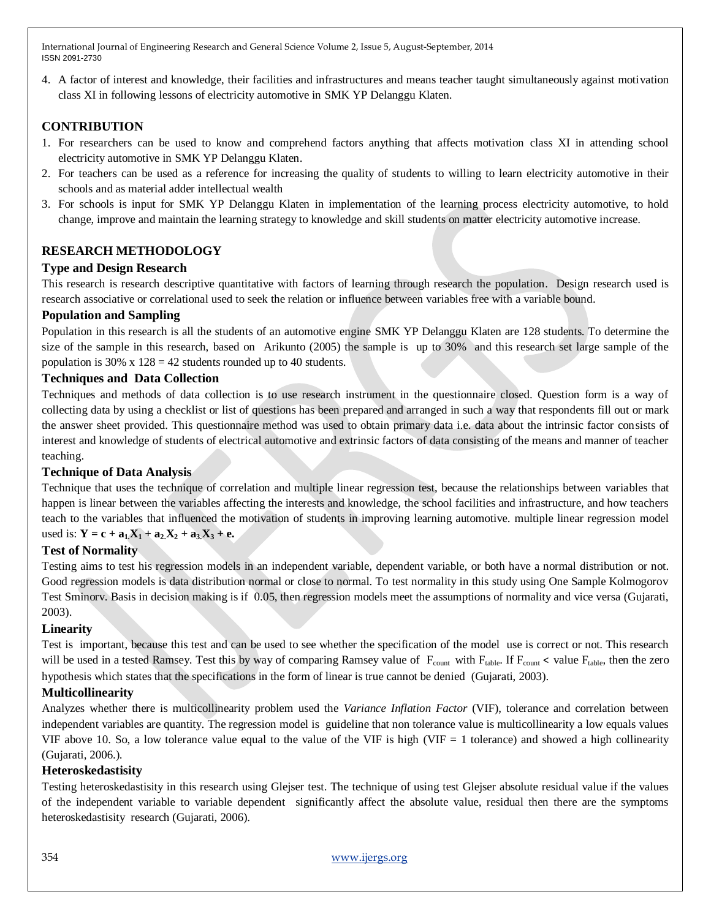4. A factor of interest and knowledge, their facilities and infrastructures and means teacher taught simultaneously against motivation class XI in following lessons of electricity automotive in SMK YP Delanggu Klaten.

## CONTRIBUTION

1. For researchers can be used to know and comprehend factors anything that affects motivation class XI in attending school electricity automotive in SMK YP Delanggu Klaten.
2. For teachers can be used as a reference for increasing the quality of students to willing to learn electricity automotive in their schools and as material adder intellectual wealth
3. For schools is input for SMK YP Delanggu Klaten in implementation of the learning process electricity automotive, to hold change, improve and maintain the learning strategy to knowledge and skill students on matter electricity automotive increase.

## RESEARCH METHODOLOGY

### Type and Design Research

This research is research descriptive quantitative with factors of learning through research the population. Design research used is research associative or correlational used to seek the relation or influence between variables free with a variable bound.

### Population and Sampling

Population in this research is all the students of an automotive engine SMK YP Delanggu Klaten are 128 students. To determine the size of the sample in this research, based on Arikunto (2005) the sample is up to 30% and this research set large sample of the population is 30% x 128 = 42 students rounded up to 40 students.

### Techniques and Data Collection

Techniques and methods of data collection is to use research instrument in the questionnaire closed. Question form is a way of collecting data by using a checklist or list of questions has been prepared and arranged in such a way that respondents fill out or mark the answer sheet provided. This questionnaire method was used to obtain primary data i.e. data about the intrinsic factor consists of interest and knowledge of students of electrical automotive and extrinsic factors of data consisting of the means and manner of teacher teaching.

### Technique of Data Analysis

Technique that uses the technique of correlation and multiple linear regression test, because the relationships between variables that happen is linear between the variables affecting the interests and knowledge, the school facilities and infrastructure, and how teachers teach to the variables that influenced the motivation of students in improving learning automotive. multiple linear regression model used is: $\mathbf{Y = c + a_1 X_1 + a_2 X_2 + a_3 X_3 + e.}$

### Test of Normality

Testing aims to test his regression models in an independent variable, dependent variable, or both have a normal distribution or not. Good regression models is data distribution normal or close to normal. To test normality in this study using One Sample Kolmogorov Test Sminorv. Basis in decision making is if 0.05, then regression models meet the assumptions of normality and vice versa (Gujarati, 2003).

### Linearity

Test is important, because this test and can be used to see whether the specification of the model use is correct or not. This research will be used in a tested Ramsey. Test this by way of comparing Ramsey value of $F_{count}$ with $F_{table}$. If $F_{count}$ < value $F_{table}$, then the zero hypothesis which states that the specifications in the form of linear is true cannot be denied (Gujarati, 2003).

### Multicollinearity

Analyzes whether there is multicollinearity problem used the *Variance Inflation Factor* (VIF), tolerance and correlation between independent variables are quantity. The regression model is guideline that non tolerance value is multicollinearity a low equals values VIF above 10. So, a low tolerance value equal to the value of the VIF is high (VIF = 1 tolerance) and showed a high collinearity (Gujarati, 2006.).

### Heteroskedastisity

Testing heteroskedastisity in this research using Glejser test. The technique of using test Glejser absolute residual value if the values of the independent variable to variable dependent significantly affect the absolute value, residual then there are the symptoms heteroskedastisity research (Gujarati, 2006).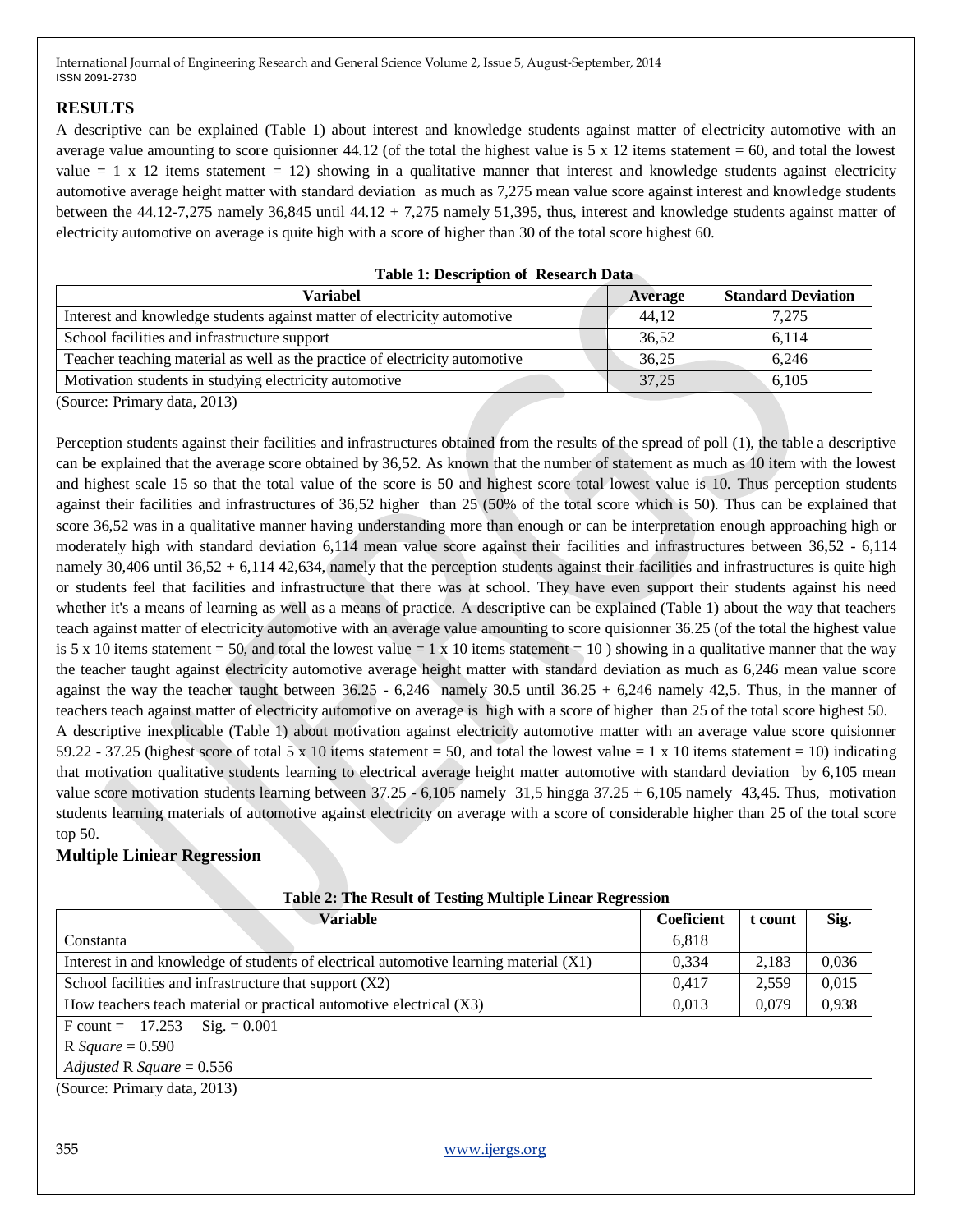## RESULTS

A descriptive can be explained (Table 1) about interest and knowledge students against matter of electricity automotive with an average value amounting to score quisionner 44.12 (of the total the highest value is 5 x 12 items statement = 60, and total the lowest value = 1 x 12 items statement = 12) showing in a qualitative manner that interest and knowledge students against electricity automotive average height matter with standard deviation as much as 7,275 mean value score against interest and knowledge students between the 44.12-7,275 namely 36,845 until 44.12 + 7,275 namely 51,395, thus, interest and knowledge students against matter of electricity automotive on average is quite high with a score of higher than 30 of the total score highest 60.

**Table 1: Description of Research Data**

| Variabel | Average | Standard Deviation |
|---|---|---|
| Interest and knowledge students against matter of electricity automotive | 44,12 | 7,275 |
| School facilities and infrastructure support | 36,52 | 6,114 |
| Teacher teaching material as well as the practice of electricity automotive | 36,25 | 6,246 |
| Motivation students in studying electricity automotive | 37,25 | 6,105 |

(Source: Primary data, 2013)

Perception students against their facilities and infrastructures obtained from the results of the spread of poll (1), the table a descriptive can be explained that the average score obtained by 36,52. As known that the number of statement as much as 10 item with the lowest and highest scale 15 so that the total value of the score is 50 and highest score total lowest value is 10. Thus perception students against their facilities and infrastructures of 36,52 higher than 25 (50% of the total score which is 50). Thus can be explained that score 36,52 was in a qualitative manner having understanding more than enough or can be interpretation enough approaching high or moderately high with standard deviation 6,114 mean value score against their facilities and infrastructures between 36,52 - 6,114 namely 30,406 until 36,52 + 6,114 42,634, namely that the perception students against their facilities and infrastructures is quite high or students feel that facilities and infrastructure that there was at school. They have even support their students against his need whether it's a means of learning as well as a means of practice. A descriptive can be explained (Table 1) about the way that teachers teach against matter of electricity automotive with an average value amounting to score quisionner 36.25 (of the total the highest value is 5 x 10 items statement = 50, and total the lowest value = 1 x 10 items statement = 10 ) showing in a qualitative manner that the way the teacher taught against electricity automotive average height matter with standard deviation as much as 6,246 mean value score against the way the teacher taught between 36.25 - 6,246 namely 30.5 until 36.25 + 6,246 namely 42,5. Thus, in the manner of teachers teach against matter of electricity automotive on average is high with a score of higher than 25 of the total score highest 50.

A descriptive inexplicable (Table 1) about motivation against electricity automotive matter with an average value score quisionner 59.22 - 37.25 (highest score of total 5 x 10 items statement = 50, and total the lowest value = 1 x 10 items statement = 10) indicating that motivation qualitative students learning to electrical average height matter automotive with standard deviation by 6,105 mean value score motivation students learning between 37.25 - 6,105 namely 31,5 hingga 37.25 + 6,105 namely 43,45. Thus, motivation students learning materials of automotive against electricity on average with a score of considerable higher than 25 of the total score top 50.

## Multiple Liniear Regression

**Table 2: The Result of Testing Multiple Linear Regression**

| Variable | Coeficient | t count | Sig. |
|---|---|---|---|
| Constanta | 6,818 | | |
| Interest in and knowledge of students of electrical automotive learning material (X1) | 0,334 | 2,183 | 0,036 |
| School facilities and infrastructure that support (X2) | 0,417 | 2,559 | 0,015 |
| How teachers teach material or practical automotive electrical (X3) | 0,013 | 0,079 | 0,938 |
| F count = 17.253 Sig. = 0.001 | | | |
| R *Square* = 0.590 | | | |
| *Adjusted* R *Square* = 0.556 | | | |

(Source: Primary data, 2013)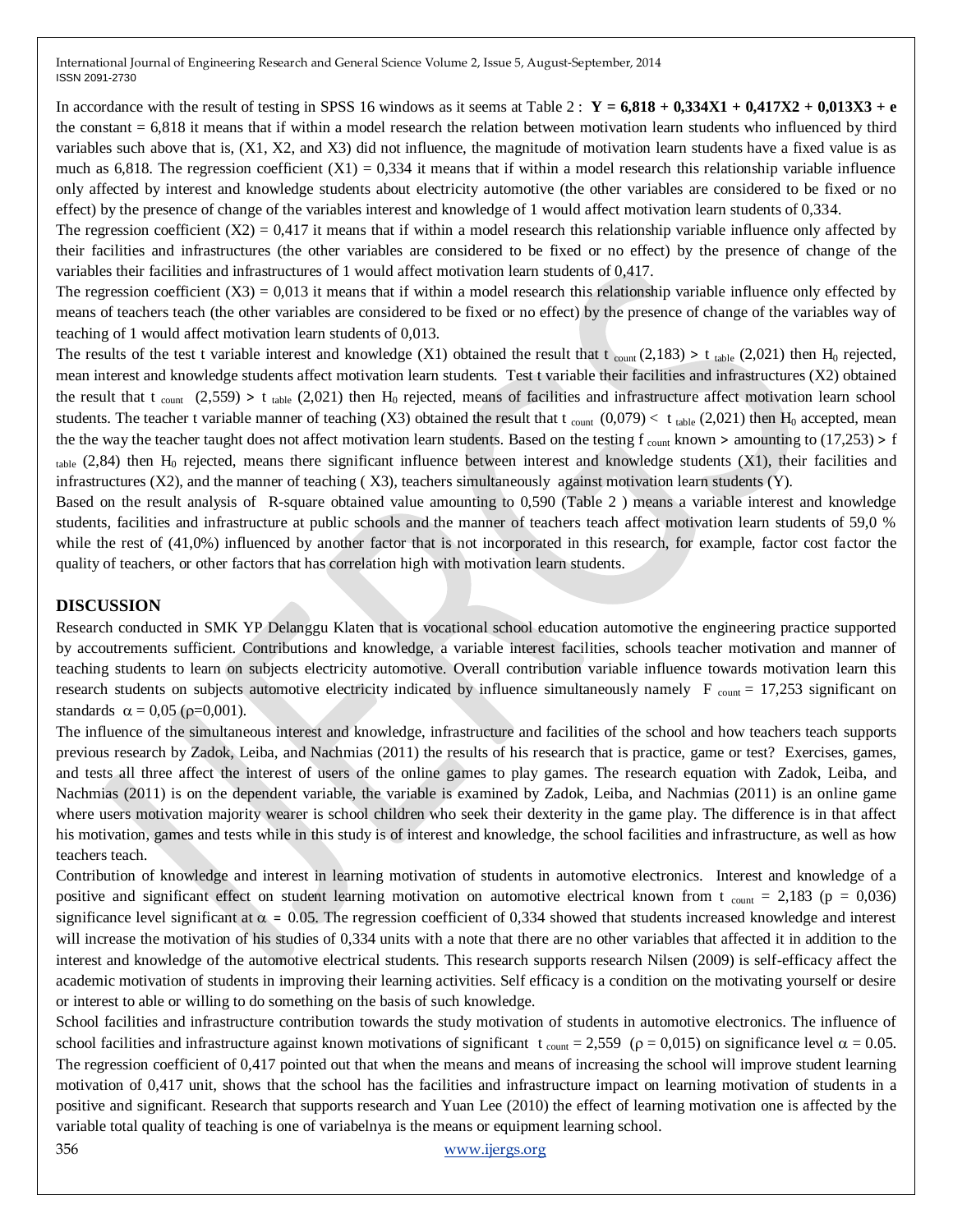In accordance with the result of testing in SPSS 16 windows as it seems at Table 2 : **Y = 6,818 + 0,334X1 + 0,417X2 + 0,013X3 + e** the constant = 6,818 it means that if within a model research the relation between motivation learn students who influenced by third variables such above that is, (X1, X2, and X3) did not influence, the magnitude of motivation learn students have a fixed value is as much as 6,818. The regression coefficient (X1) = 0,334 it means that if within a model research this relationship variable influence only affected by interest and knowledge students about electricity automotive (the other variables are considered to be fixed or no effect) by the presence of change of the variables interest and knowledge of 1 would affect motivation learn students of 0,334.

The regression coefficient (X2) = 0,417 it means that if within a model research this relationship variable influence only affected by their facilities and infrastructures (the other variables are considered to be fixed or no effect) by the presence of change of the variables their facilities and infrastructures of 1 would affect motivation learn students of 0,417.

The regression coefficient (X3) = 0,013 it means that if within a model research this relationship variable influence only effected by means of teachers teach (the other variables are considered to be fixed or no effect) by the presence of change of the variables way of teaching of 1 would affect motivation learn students of 0,013.

The results of the test t variable interest and knowledge (X1) obtained the result that $t_{count}$ (2,183) > $t_{table}$ (2,021) then $H_0$ rejected, mean interest and knowledge students affect motivation learn students. Test t variable their facilities and infrastructures (X2) obtained the result that $t_{count}$ (2,559) > $t_{table}$ (2,021) then $H_0$ rejected, means of facilities and infrastructure affect motivation learn school students. The teacher t variable manner of teaching (X3) obtained the result that $t_{count}$ (0,079) < $t_{table}$ (2,021) then $H_0$ accepted, mean the the way the teacher taught does not affect motivation learn students. Based on the testing $f_{count}$ known > amounting to (17,253) > $f_{table}$ (2,84) then $H_0$ rejected, means there significant influence between interest and knowledge students (X1), their facilities and infrastructures (X2), and the manner of teaching ( X3), teachers simultaneously against motivation learn students (Y).

Based on the result analysis of R-square obtained value amounting to 0,590 (Table 2 ) means a variable interest and knowledge students, facilities and infrastructure at public schools and the manner of teachers teach affect motivation learn students of 59,0 % while the rest of (41,0%) influenced by another factor that is not incorporated in this research, for example, factor cost factor the quality of teachers, or other factors that has correlation high with motivation learn students.

## DISCUSSION

Research conducted in SMK YP Delanggu Klaten that is vocational school education automotive the engineering practice supported by accoutrements sufficient. Contributions and knowledge, a variable interest facilities, schools teacher motivation and manner of teaching students to learn on subjects electricity automotive. Overall contribution variable influence towards motivation learn this research students on subjects automotive electricity indicated by influence simultaneously namely $F_{count}$ = 17,253 significant on standards $\alpha$ = 0,05 ($\rho$=0,001).

The influence of the simultaneous interest and knowledge, infrastructure and facilities of the school and how teachers teach supports previous research by Zadok, Leiba, and Nachmias (2011) the results of his research that is practice, game or test? Exercises, games, and tests all three affect the interest of users of the online games to play games. The research equation with Zadok, Leiba, and Nachmias (2011) is on the dependent variable, the variable is examined by Zadok, Leiba, and Nachmias (2011) is an online game where users motivation majority wearer is school children who seek their dexterity in the game play. The difference is in that affect his motivation, games and tests while in this study is of interest and knowledge, the school facilities and infrastructure, as well as how teachers teach.

Contribution of knowledge and interest in learning motivation of students in automotive electronics. Interest and knowledge of a positive and significant effect on student learning motivation on automotive electrical known from $t_{count}$ = 2,183 (p = 0,036) significance level significant at $\alpha$ = 0.05. The regression coefficient of 0,334 showed that students increased knowledge and interest will increase the motivation of his studies of 0,334 units with a note that there are no other variables that affected it in addition to the interest and knowledge of the automotive electrical students. This research supports research Nilsen (2009) is self-efficacy affect the academic motivation of students in improving their learning activities. Self efficacy is a condition on the motivating yourself or desire or interest to able or willing to do something on the basis of such knowledge.

School facilities and infrastructure contribution towards the study motivation of students in automotive electronics. The influence of school facilities and infrastructure against known motivations of significant $t_{count}$ = 2,559 ($\rho$ = 0,015) on significance level $\alpha$ = 0.05. The regression coefficient of 0,417 pointed out that when the means and means of increasing the school will improve student learning motivation of 0,417 unit, shows that the school has the facilities and infrastructure impact on learning motivation of students in a positive and significant. Research that supports research and Yuan Lee (2010) the effect of learning motivation one is affected by the variable total quality of teaching is one of variabelnya is the means or equipment learning school.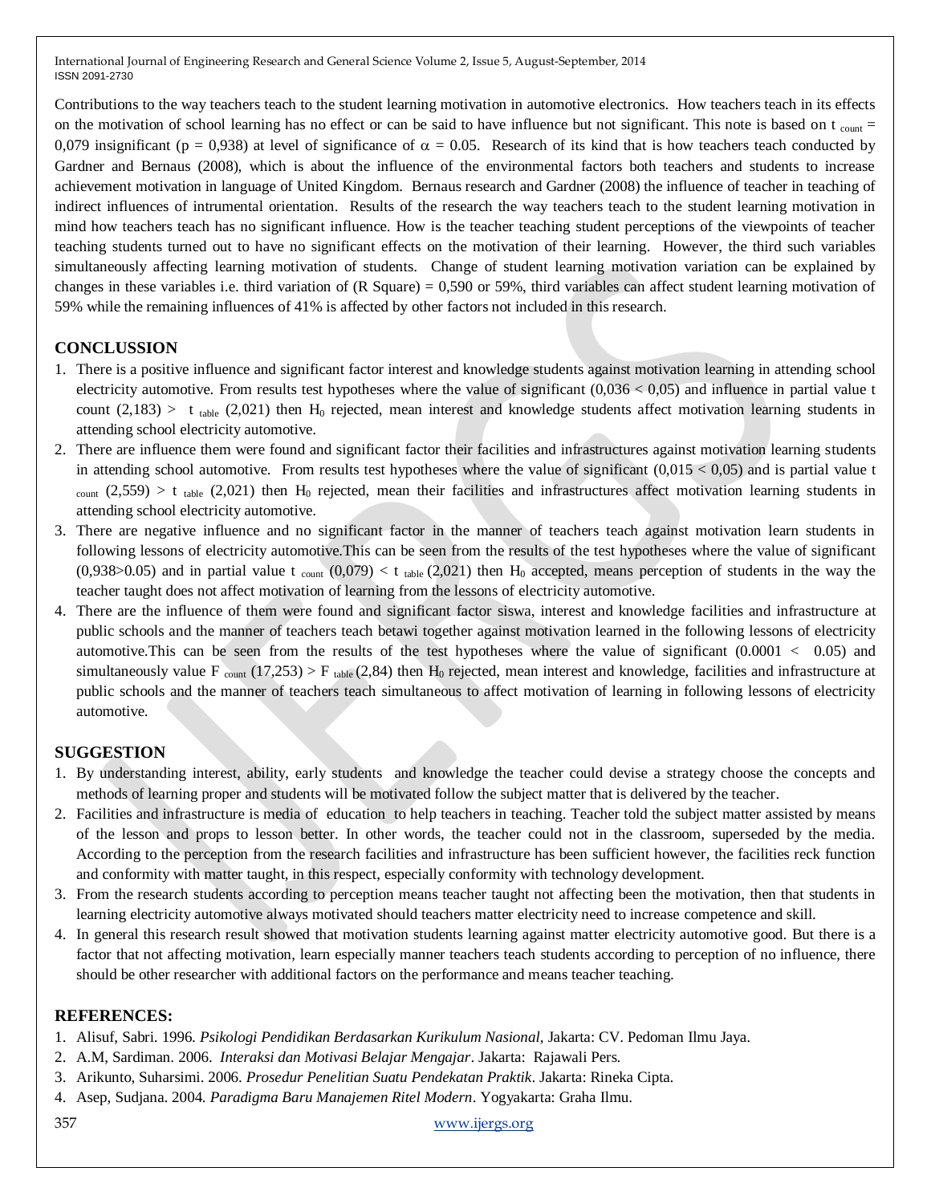Contributions to the way teachers teach to the student learning motivation in automotive electronics. How teachers teach in its effects on the motivation of school learning has no effect or can be said to have influence but not significant. This note is based on $t_{count}$ = 0,079 insignificant (p = 0,938) at level of significance of $\alpha = 0.05$. Research of its kind that is how teachers teach conducted by Gardner and Bernaus (2008), which is about the influence of the environmental factors both teachers and students to increase achievement motivation in language of United Kingdom. Bernaus research and Gardner (2008) the influence of teacher in teaching of indirect influences of intrumental orientation. Results of the research the way teachers teach to the student learning motivation in mind how teachers teach has no significant influence. How is the teacher teaching student perceptions of the viewpoints of teacher teaching students turned out to have no significant effects on the motivation of their learning. However, the third such variables simultaneously affecting learning motivation of students. Change of student learning motivation variation can be explained by changes in these variables i.e. third variation of (R Square) = 0,590 or 59%, third variables can affect student learning motivation of 59% while the remaining influences of 41% is affected by other factors not included in this research.

## CONCLUSSION

1. There is a positive influence and significant factor interest and knowledge students against motivation learning in attending school electricity automotive. From results test hypotheses where the value of significant (0,036 < 0,05) and influence in partial value t count (2,183) > $t_{table}$ (2,021) then $H_0$ rejected, mean interest and knowledge students affect motivation learning students in attending school electricity automotive.
2. There are influence them were found and significant factor their facilities and infrastructures against motivation learning students in attending school automotive. From results test hypotheses where the value of significant (0,015 < 0,05) and is partial value $t_{count}$ (2,559) > $t_{table}$ (2,021) then $H_0$ rejected, mean their facilities and infrastructures affect motivation learning students in attending school electricity automotive.
3. There are negative influence and no significant factor in the manner of teachers teach against motivation learn students in following lessons of electricity automotive.This can be seen from the results of the test hypotheses where the value of significant (0,938>0.05) and in partial value $t_{count}$ (0,079) < $t_{table}$ (2,021) then $H_0$ accepted, means perception of students in the way the teacher taught does not affect motivation of learning from the lessons of electricity automotive.
4. There are the influence of them were found and significant factor siswa, interest and knowledge facilities and infrastructure at public schools and the manner of teachers teach betawi together against motivation learned in the following lessons of electricity automotive.This can be seen from the results of the test hypotheses where the value of significant (0.0001 < 0.05) and simultaneously value $F_{count}$ (17,253) > $F_{table}$ (2,84) then $H_0$ rejected, mean interest and knowledge, facilities and infrastructure at public schools and the manner of teachers teach simultaneous to affect motivation of learning in following lessons of electricity automotive.

## SUGGESTION

1. By understanding interest, ability, early students and knowledge the teacher could devise a strategy choose the concepts and methods of learning proper and students will be motivated follow the subject matter that is delivered by the teacher.
2. Facilities and infrastructure is media of education to help teachers in teaching. Teacher told the subject matter assisted by means of the lesson and props to lesson better. In other words, the teacher could not in the classroom, superseded by the media. According to the perception from the research facilities and infrastructure has been sufficient however, the facilities reck function and conformity with matter taught, in this respect, especially conformity with technology development.
3. From the research students according to perception means teacher taught not affecting been the motivation, then that students in learning electricity automotive always motivated should teachers matter electricity need to increase competence and skill.
4. In general this research result showed that motivation students learning against matter electricity automotive good. But there is a factor that not affecting motivation, learn especially manner teachers teach students according to perception of no influence, there should be other researcher with additional factors on the performance and means teacher teaching.

## REFERENCES:

1. Alisuf, Sabri. 1996. *Psikologi Pendidikan Berdasarkan Kurikulum Nasional*, Jakarta: CV. Pedoman Ilmu Jaya.
2. A.M, Sardiman. 2006. *Interaksi dan Motivasi Belajar Mengajar*. Jakarta: Rajawali Pers.
3. Arikunto, Suharsimi. 2006. *Prosedur Penelitian Suatu Pendekatan Praktik*. Jakarta: Rineka Cipta.
4. Asep, Sudjana. 2004. *Paradigma Baru Manajemen Ritel Modern*. Yogyakarta: Graha Ilmu.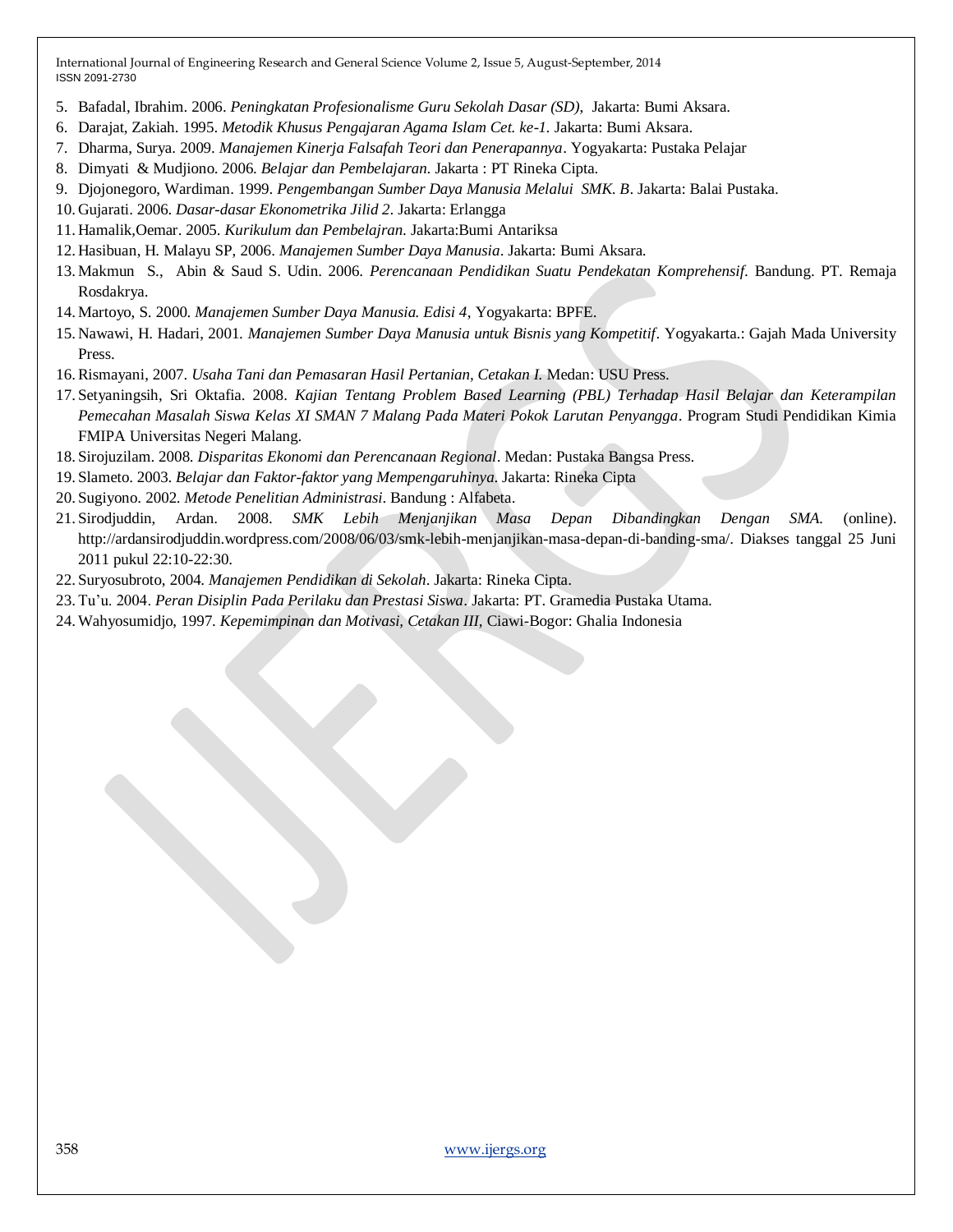5. Bafadal, Ibrahim. 2006. *Peningkatan Profesionalisme Guru Sekolah Dasar (SD),* Jakarta: Bumi Aksara.
6. Darajat, Zakiah. 1995. *Metodik Khusus Pengajaran Agama Islam Cet. ke-1.* Jakarta: Bumi Aksara.
7. Dharma, Surya. 2009. *Manajemen Kinerja Falsafah Teori dan Penerapannya*. Yogyakarta: Pustaka Pelajar
8. Dimyati & Mudjiono. 2006. *Belajar dan Pembelajaran.* Jakarta : PT Rineka Cipta.
9. Djojonegoro, Wardiman. 1999. *Pengembangan Sumber Daya Manusia Melalui SMK. B*. Jakarta: Balai Pustaka.
10. Gujarati. 2006. *Dasar-dasar Ekonometrika Jilid 2*. Jakarta: Erlangga
11. Hamalik,Oemar. 2005. *Kurikulum dan Pembelajran.* Jakarta:Bumi Antariksa
12. Hasibuan, H. Malayu SP, 2006. *Manajemen Sumber Daya Manusia*. Jakarta: Bumi Aksara.
13. Makmun S., Abin & Saud S. Udin. 2006. *Perencanaan Pendidikan Suatu Pendekatan Komprehensif*. Bandung. PT. Remaja Rosdakrya.
14. Martoyo, S. 2000. *Manajemen Sumber Daya Manusia. Edisi 4*, Yogyakarta: BPFE.
15. Nawawi, H. Hadari, 2001. *Manajemen Sumber Daya Manusia untuk Bisnis yang Kompetitif*. Yogyakarta.: Gajah Mada University Press.
16. Rismayani, 2007. *Usaha Tani dan Pemasaran Hasil Pertanian, Cetakan I.* Medan: USU Press.
17. Setyaningsih, Sri Oktafia. 2008. *Kajian Tentang Problem Based Learning (PBL) Terhadap Hasil Belajar dan Keterampilan Pemecahan Masalah Siswa Kelas XI SMAN 7 Malang Pada Materi Pokok Larutan Penyangga*. Program Studi Pendidikan Kimia FMIPA Universitas Negeri Malang.
18. Sirojuzilam. 2008. *Disparitas Ekonomi dan Perencanaan Regional*. Medan: Pustaka Bangsa Press.
19. Slameto. 2003. *Belajar dan Faktor-faktor yang Mempengaruhinya.* Jakarta: Rineka Cipta
20. Sugiyono. 2002. *Metode Penelitian Administrasi*. Bandung : Alfabeta.
21. Sirodjuddin, Ardan. 2008. *SMK Lebih Menjanjikan Masa Depan Dibandingkan Dengan SMA.* (online). http://ardansirodjuddin.wordpress.com/2008/06/03/smk-lebih-menjanjikan-masa-depan-di-banding-sma/. Diakses tanggal 25 Juni 2011 pukul 22:10-22:30.
22. Suryosubroto, 2004. *Manajemen Pendidikan di Sekolah*. Jakarta: Rineka Cipta.
23. Tu'u. 2004. *Peran Disiplin Pada Perilaku dan Prestasi Siswa*. Jakarta: PT. Gramedia Pustaka Utama.
24. Wahyosumidjo, 1997. *Kepemimpinan dan Motivasi, Cetakan III*, Ciawi-Bogor: Ghalia Indonesia